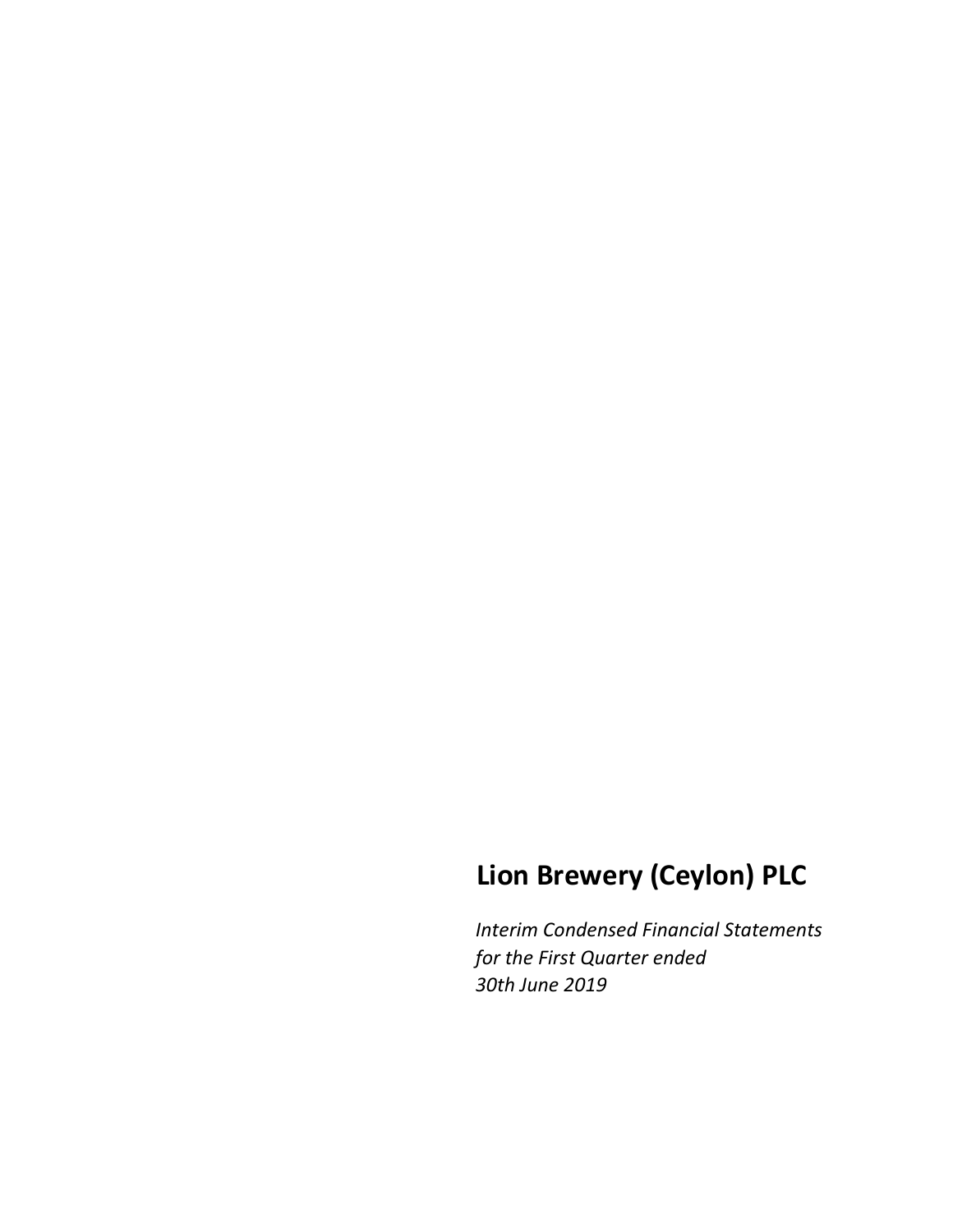# Lion Brewery (Ceylon) PLC

*Interim Condensed Financial Statements*
*for the First Quarter ended*
*30th June 2019*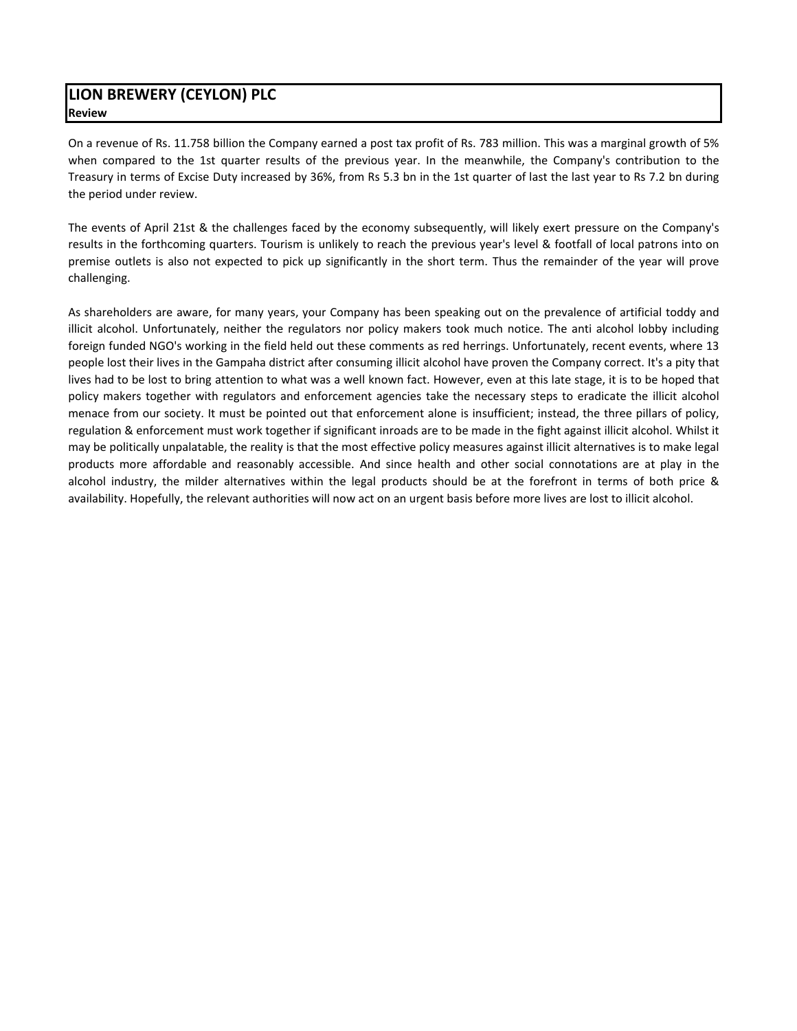# LION BREWERY (CEYLON) PLC

**Review**

On a revenue of Rs. 11.758 billion the Company earned a post tax profit of Rs. 783 million. This was a marginal growth of 5% when compared to the 1st quarter results of the previous year. In the meanwhile, the Company's contribution to the Treasury in terms of Excise Duty increased by 36%, from Rs 5.3 bn in the 1st quarter of last the last year to Rs 7.2 bn during the period under review.

The events of April 21st & the challenges faced by the economy subsequently, will likely exert pressure on the Company's results in the forthcoming quarters. Tourism is unlikely to reach the previous year's level & footfall of local patrons into on premise outlets is also not expected to pick up significantly in the short term. Thus the remainder of the year will prove challenging.

As shareholders are aware, for many years, your Company has been speaking out on the prevalence of artificial toddy and illicit alcohol. Unfortunately, neither the regulators nor policy makers took much notice. The anti alcohol lobby including foreign funded NGO's working in the field held out these comments as red herrings. Unfortunately, recent events, where 13 people lost their lives in the Gampaha district after consuming illicit alcohol have proven the Company correct. It's a pity that lives had to be lost to bring attention to what was a well known fact. However, even at this late stage, it is to be hoped that policy makers together with regulators and enforcement agencies take the necessary steps to eradicate the illicit alcohol menace from our society. It must be pointed out that enforcement alone is insufficient; instead, the three pillars of policy, regulation & enforcement must work together if significant inroads are to be made in the fight against illicit alcohol. Whilst it may be politically unpalatable, the reality is that the most effective policy measures against illicit alternatives is to make legal products more affordable and reasonably accessible. And since health and other social connotations are at play in the alcohol industry, the milder alternatives within the legal products should be at the forefront in terms of both price & availability. Hopefully, the relevant authorities will now act on an urgent basis before more lives are lost to illicit alcohol.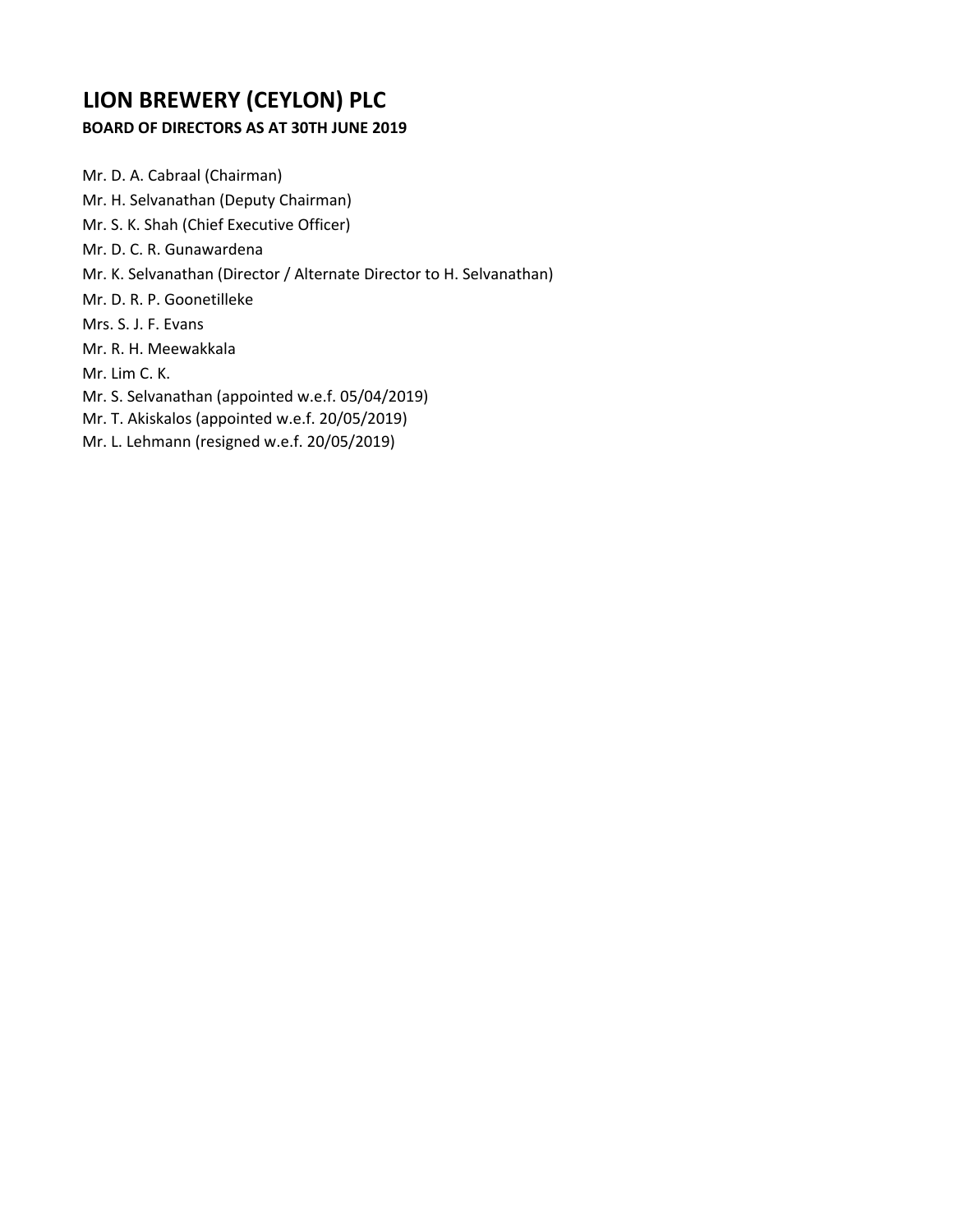# LION BREWERY (CEYLON) PLC

**BOARD OF DIRECTORS AS AT 30TH JUNE 2019**

Mr. D. A. Cabraal (Chairman)
Mr. H. Selvanathan (Deputy Chairman)
Mr. S. K. Shah (Chief Executive Officer)
Mr. D. C. R. Gunawardena
Mr. K. Selvanathan (Director / Alternate Director to H. Selvanathan)
Mr. D. R. P. Goonetilleke
Mrs. S. J. F. Evans
Mr. R. H. Meewakkala
Mr. Lim C. K.
Mr. S. Selvanathan (appointed w.e.f. 05/04/2019)
Mr. T. Akiskalos (appointed w.e.f. 20/05/2019)
Mr. L. Lehmann (resigned w.e.f. 20/05/2019)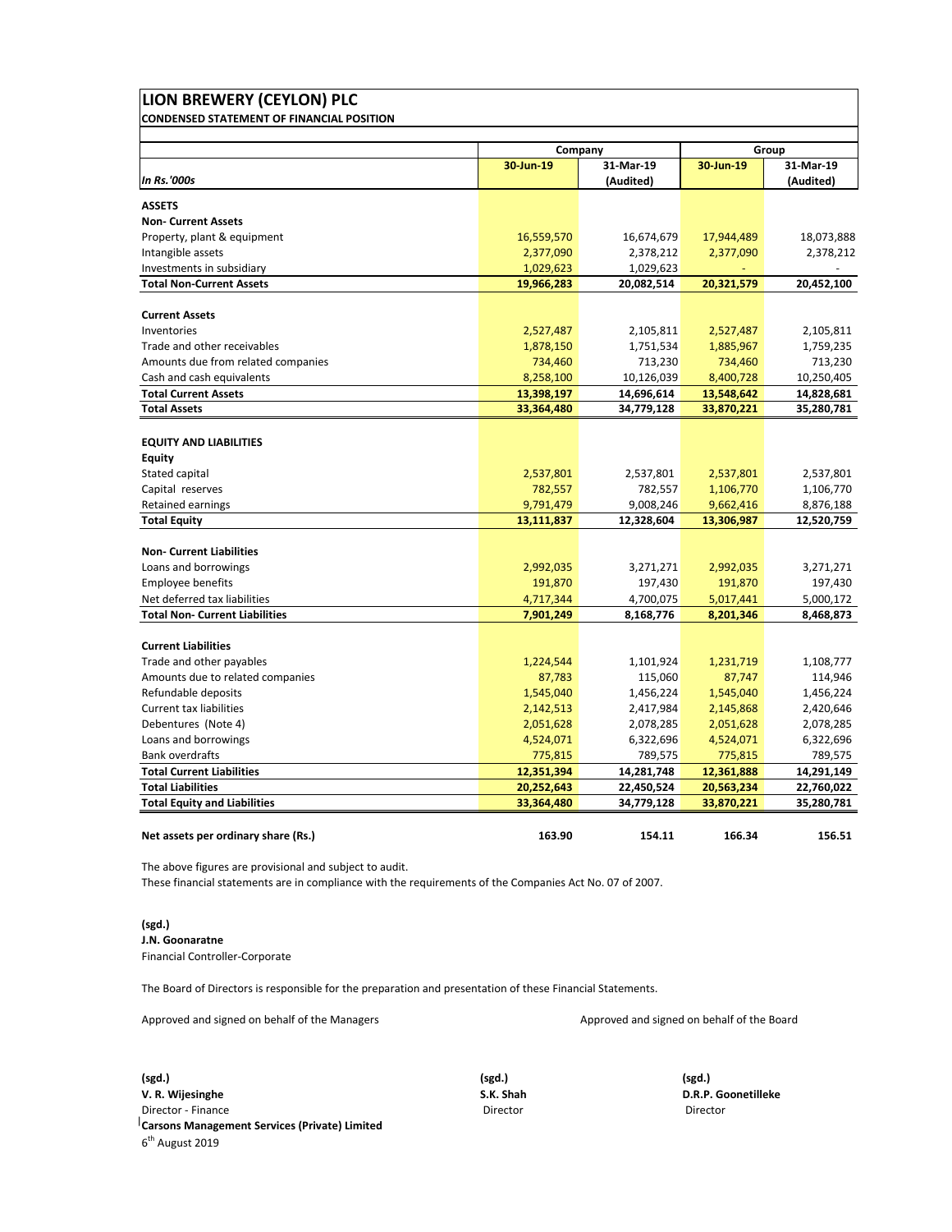# LION BREWERY (CEYLON) PLC

**CONDENSED STATEMENT OF FINANCIAL POSITION**

| | Company | | Group | |
|---|---|---|---|---|
| *In Rs.'000s* | **30-Jun-19** | **31-Mar-19 (Audited)** | **30-Jun-19** | **31-Mar-19 (Audited)** |
| **ASSETS** | | | | |
| **Non- Current Assets** | | | | |
| Property, plant & equipment | 16,559,570 | 16,674,679 | 17,944,489 | 18,073,888 |
| Intangible assets | 2,377,090 | 2,378,212 | 2,377,090 | 2,378,212 |
| Investments in subsidiary | 1,029,623 | 1,029,623 | - | - |
| **Total Non-Current Assets** | **19,966,283** | **20,082,514** | **20,321,579** | **20,452,100** |
| **Current Assets** | | | | |
| Inventories | 2,527,487 | 2,105,811 | 2,527,487 | 2,105,811 |
| Trade and other receivables | 1,878,150 | 1,751,534 | 1,885,967 | 1,759,235 |
| Amounts due from related companies | 734,460 | 713,230 | 734,460 | 713,230 |
| Cash and cash equivalents | 8,258,100 | 10,126,039 | 8,400,728 | 10,250,405 |
| **Total Current Assets** | **13,398,197** | **14,696,614** | **13,548,642** | **14,828,681** |
| **Total Assets** | **33,364,480** | **34,779,128** | **33,870,221** | **35,280,781** |
| **EQUITY AND LIABILITIES** | | | | |
| **Equity** | | | | |
| Stated capital | 2,537,801 | 2,537,801 | 2,537,801 | 2,537,801 |
| Capital reserves | 782,557 | 782,557 | 1,106,770 | 1,106,770 |
| Retained earnings | 9,791,479 | 9,008,246 | 9,662,416 | 8,876,188 |
| **Total Equity** | **13,111,837** | **12,328,604** | **13,306,987** | **12,520,759** |
| **Non- Current Liabilities** | | | | |
| Loans and borrowings | 2,992,035 | 3,271,271 | 2,992,035 | 3,271,271 |
| Employee benefits | 191,870 | 197,430 | 191,870 | 197,430 |
| Net deferred tax liabilities | 4,717,344 | 4,700,075 | 5,017,441 | 5,000,172 |
| **Total Non- Current Liabilities** | **7,901,249** | **8,168,776** | **8,201,346** | **8,468,873** |
| **Current Liabilities** | | | | |
| Trade and other payables | 1,224,544 | 1,101,924 | 1,231,719 | 1,108,777 |
| Amounts due to related companies | 87,783 | 115,060 | 87,747 | 114,946 |
| Refundable deposits | 1,545,040 | 1,456,224 | 1,545,040 | 1,456,224 |
| Current tax liabilities | 2,142,513 | 2,417,984 | 2,145,868 | 2,420,646 |
| Debentures (Note 4) | 2,051,628 | 2,078,285 | 2,051,628 | 2,078,285 |
| Loans and borrowings | 4,524,071 | 6,322,696 | 4,524,071 | 6,322,696 |
| Bank overdrafts | 775,815 | 789,575 | 775,815 | 789,575 |
| **Total Current Liabilities** | **12,351,394** | **14,281,748** | **12,361,888** | **14,291,149** |
| **Total Liabilities** | **20,252,643** | **22,450,524** | **20,563,234** | **22,760,022** |
| **Total Equity and Liabilities** | **33,364,480** | **34,779,128** | **33,870,221** | **35,280,781** |
| **Net assets per ordinary share (Rs.)** | **163.90** | **154.11** | **166.34** | **156.51** |

The above figures are provisional and subject to audit.
These financial statements are in compliance with the requirements of the Companies Act No. 07 of 2007.

**(sgd.)**
**J.N. Goonaratne**
Financial Controller-Corporate

The Board of Directors is responsible for the preparation and presentation of these Financial Statements.

Approved and signed on behalf of the Managers

**(sgd.)**
**V. R. Wijesinghe**
Director - Finance
**Carsons Management Services (Private) Limited**
6th August 2019

Approved and signed on behalf of the Board

**(sgd.)**
**S.K. Shah**
Director

**(sgd.)**
**D.R.P. Goonetilleke**
Director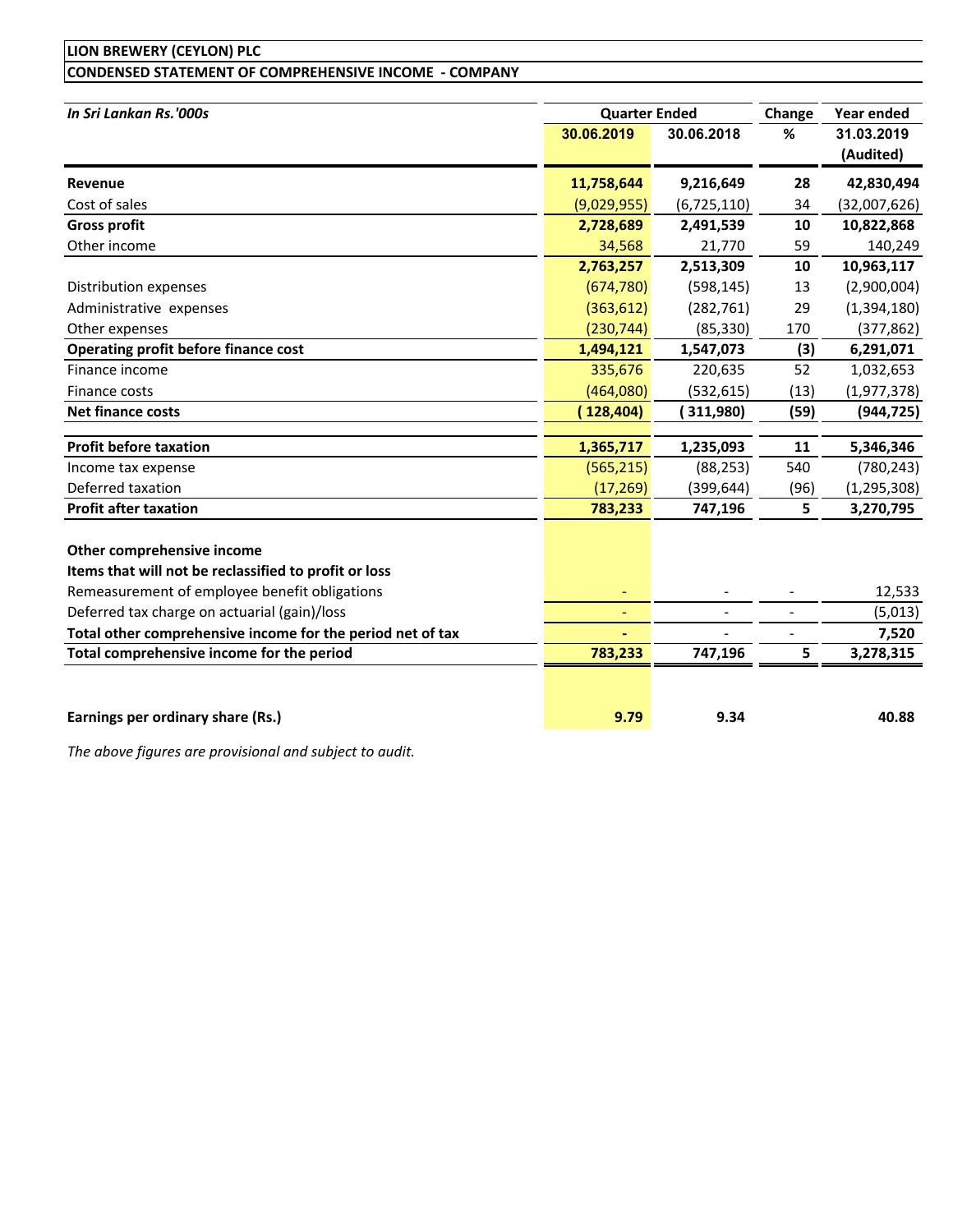**LION BREWERY (CEYLON) PLC**

**CONDENSED STATEMENT OF COMPREHENSIVE INCOME - COMPANY**

| *In Sri Lankan Rs.'000s* | Quarter Ended | | Change | Year ended |
|---|---|---|---|---|
| | **30.06.2019** | **30.06.2018** | **%** | **31.03.2019 (Audited)** |
| **Revenue** | **11,758,644** | **9,216,649** | **28** | **42,830,494** |
| Cost of sales | (9,029,955) | (6,725,110) | 34 | (32,007,626) |
| **Gross profit** | **2,728,689** | **2,491,539** | **10** | **10,822,868** |
| Other income | 34,568 | 21,770 | 59 | 140,249 |
| | **2,763,257** | **2,513,309** | **10** | **10,963,117** |
| Distribution expenses | (674,780) | (598,145) | 13 | (2,900,004) |
| Administrative expenses | (363,612) | (282,761) | 29 | (1,394,180) |
| Other expenses | (230,744) | (85,330) | 170 | (377,862) |
| **Operating profit before finance cost** | **1,494,121** | **1,547,073** | **(3)** | **6,291,071** |
| Finance income | 335,676 | 220,635 | 52 | 1,032,653 |
| Finance costs | (464,080) | (532,615) | (13) | (1,977,378) |
| **Net finance costs** | **(128,404)** | **(311,980)** | **(59)** | **(944,725)** |
| **Profit before taxation** | **1,365,717** | **1,235,093** | **11** | **5,346,346** |
| Income tax expense | (565,215) | (88,253) | 540 | (780,243) |
| Deferred taxation | (17,269) | (399,644) | (96) | (1,295,308) |
| **Profit after taxation** | **783,233** | **747,196** | **5** | **3,270,795** |
| **Other comprehensive income** | | | | |
| **Items that will not be reclassified to profit or loss** | | | | |
| Remeasurement of employee benefit obligations | - | - | - | 12,533 |
| Deferred tax charge on actuarial (gain)/loss | - | - | - | (5,013) |
| **Total other comprehensive income for the period net of tax** | **-** | - | - | **7,520** |
| **Total comprehensive income for the period** | **783,233** | **747,196** | **5** | **3,278,315** |
| **Earnings per ordinary share (Rs.)** | **9.79** | **9.34** | | **40.88** |

*The above figures are provisional and subject to audit.*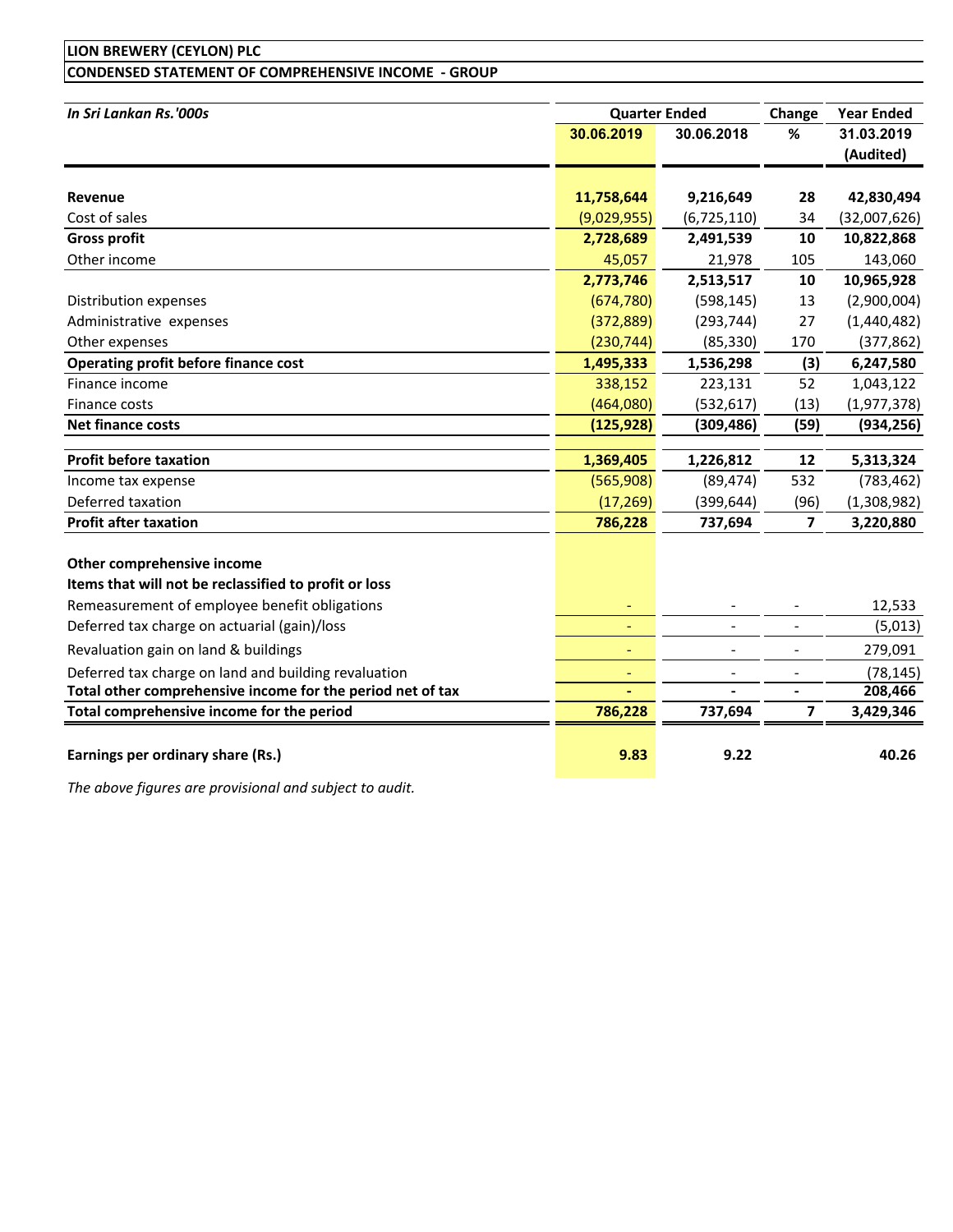**LION BREWERY (CEYLON) PLC**

**CONDENSED STATEMENT OF COMPREHENSIVE INCOME - GROUP**

| *In Sri Lankan Rs.'000s* | Quarter Ended | | Change | Year Ended |
|---|---|---|---|---|
| | **30.06.2019** | **30.06.2018** | **%** | **31.03.2019 (Audited)** |
| **Revenue** | **11,758,644** | **9,216,649** | **28** | **42,830,494** |
| Cost of sales | (9,029,955) | (6,725,110) | 34 | (32,007,626) |
| **Gross profit** | **2,728,689** | **2,491,539** | **10** | **10,822,868** |
| Other income | 45,057 | 21,978 | 105 | 143,060 |
| | **2,773,746** | **2,513,517** | **10** | **10,965,928** |
| Distribution expenses | (674,780) | (598,145) | 13 | (2,900,004) |
| Administrative expenses | (372,889) | (293,744) | 27 | (1,440,482) |
| Other expenses | (230,744) | (85,330) | 170 | (377,862) |
| **Operating profit before finance cost** | **1,495,333** | **1,536,298** | **(3)** | **6,247,580** |
| Finance income | 338,152 | 223,131 | 52 | 1,043,122 |
| Finance costs | (464,080) | (532,617) | (13) | (1,977,378) |
| **Net finance costs** | **(125,928)** | **(309,486)** | **(59)** | **(934,256)** |
| **Profit before taxation** | **1,369,405** | **1,226,812** | **12** | **5,313,324** |
| Income tax expense | (565,908) | (89,474) | 532 | (783,462) |
| Deferred taxation | (17,269) | (399,644) | (96) | (1,308,982) |
| **Profit after taxation** | **786,228** | **737,694** | **7** | **3,220,880** |
| **Other comprehensive income** | | | | |
| **Items that will not be reclassified to profit or loss** | | | | |
| Remeasurement of employee benefit obligations | - | - | - | 12,533 |
| Deferred tax charge on actuarial (gain)/loss | - | - | - | (5,013) |
| Revaluation gain on land & buildings | - | - | - | 279,091 |
| Deferred tax charge on land and building revaluation | - | - | - | (78,145) |
| **Total other comprehensive income for the period net of tax** | **-** | **-** | **-** | **208,466** |
| **Total comprehensive income for the period** | **786,228** | **737,694** | **7** | **3,429,346** |
| **Earnings per ordinary share (Rs.)** | **9.83** | **9.22** | | **40.26** |

*The above figures are provisional and subject to audit.*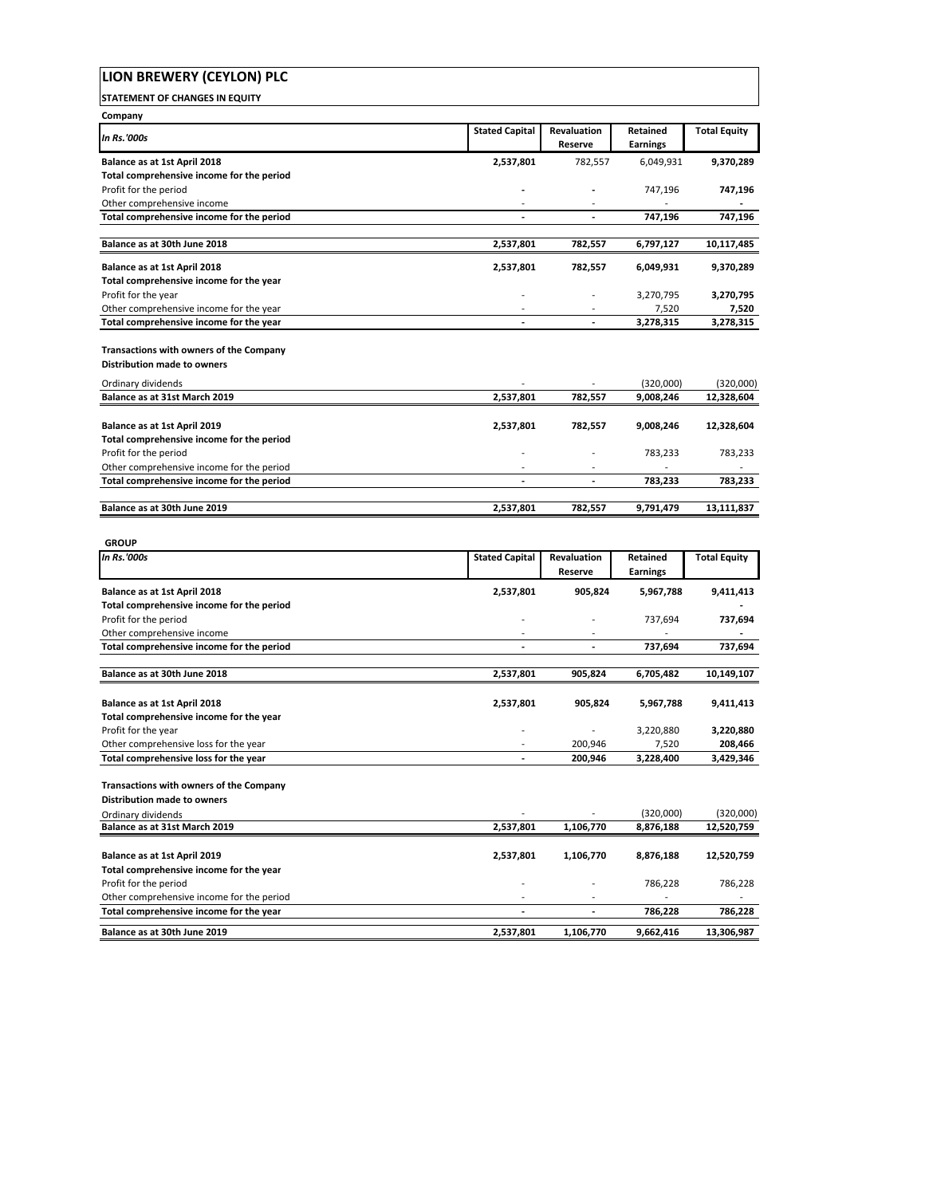# LION BREWERY (CEYLON) PLC

**STATEMENT OF CHANGES IN EQUITY**

**Company**

| *In Rs.'000s* | Stated Capital | Revaluation Reserve | Retained Earnings | Total Equity |
|---|---|---|---|---|
| **Balance as at 1st April 2018** | **2,537,801** | 782,557 | 6,049,931 | **9,370,289** |
| **Total comprehensive income for the period** | | | | |
| Profit for the period | - | - | 747,196 | **747,196** |
| Other comprehensive income | - | - | - | **-** |
| **Total comprehensive income for the period** | **-** | **-** | **747,196** | **747,196** |
| | | | | |
| **Balance as at 30th June 2018** | **2,537,801** | **782,557** | **6,797,127** | **10,117,485** |
| | | | | |
| **Balance as at 1st April 2018** | **2,537,801** | **782,557** | **6,049,931** | **9,370,289** |
| **Total comprehensive income for the year** | | | | |
| Profit for the year | - | - | 3,270,795 | **3,270,795** |
| Other comprehensive income for the year | - | - | 7,520 | **7,520** |
| **Total comprehensive income for the year** | **-** | **-** | **3,278,315** | **3,278,315** |
| | | | | |
| **Transactions with owners of the Company** | | | | |
| **Distribution made to owners** | | | | |
| Ordinary dividends | - | - | (320,000) | (320,000) |
| **Balance as at 31st March 2019** | **2,537,801** | **782,557** | **9,008,246** | **12,328,604** |
| | | | | |
| **Balance as at 1st April 2019** | **2,537,801** | **782,557** | **9,008,246** | **12,328,604** |
| **Total comprehensive income for the period** | | | | |
| Profit for the period | - | - | 783,233 | 783,233 |
| Other comprehensive income for the period | - | - | - | - |
| **Total comprehensive income for the period** | **-** | **-** | **783,233** | **783,233** |
| | | | | |
| **Balance as at 30th June 2019** | **2,537,801** | **782,557** | **9,791,479** | **13,111,837** |

**GROUP**

| *In Rs.'000s* | Stated Capital | Revaluation Reserve | Retained Earnings | Total Equity |
|---|---|---|---|---|
| **Balance as at 1st April 2018** | **2,537,801** | **905,824** | **5,967,788** | **9,411,413** |
| **Total comprehensive income for the period** | | | | **-** |
| Profit for the period | - | - | 737,694 | **737,694** |
| Other comprehensive income | - | - | - | **-** |
| **Total comprehensive income for the period** | **-** | **-** | **737,694** | **737,694** |
| | | | | |
| **Balance as at 30th June 2018** | **2,537,801** | **905,824** | **6,705,482** | **10,149,107** |
| | | | | |
| **Balance as at 1st April 2018** | **2,537,801** | **905,824** | **5,967,788** | **9,411,413** |
| **Total comprehensive income for the year** | | | | |
| Profit for the year | - | - | 3,220,880 | **3,220,880** |
| Other comprehensive loss for the year | - | 200,946 | 7,520 | **208,466** |
| **Total comprehensive loss for the year** | **-** | **200,946** | **3,228,400** | **3,429,346** |
| | | | | |
| **Transactions with owners of the Company** | | | | |
| **Distribution made to owners** | | | | |
| Ordinary dividends | - | - | (320,000) | (320,000) |
| **Balance as at 31st March 2019** | **2,537,801** | **1,106,770** | **8,876,188** | **12,520,759** |
| | | | | |
| **Balance as at 1st April 2019** | **2,537,801** | **1,106,770** | **8,876,188** | **12,520,759** |
| **Total comprehensive income for the year** | | | | |
| Profit for the period | - | - | 786,228 | 786,228 |
| Other comprehensive income for the period | - | - | - | - |
| **Total comprehensive income for the year** | **-** | **-** | **786,228** | **786,228** |
| **Balance as at 30th June 2019** | **2,537,801** | **1,106,770** | **9,662,416** | **13,306,987** |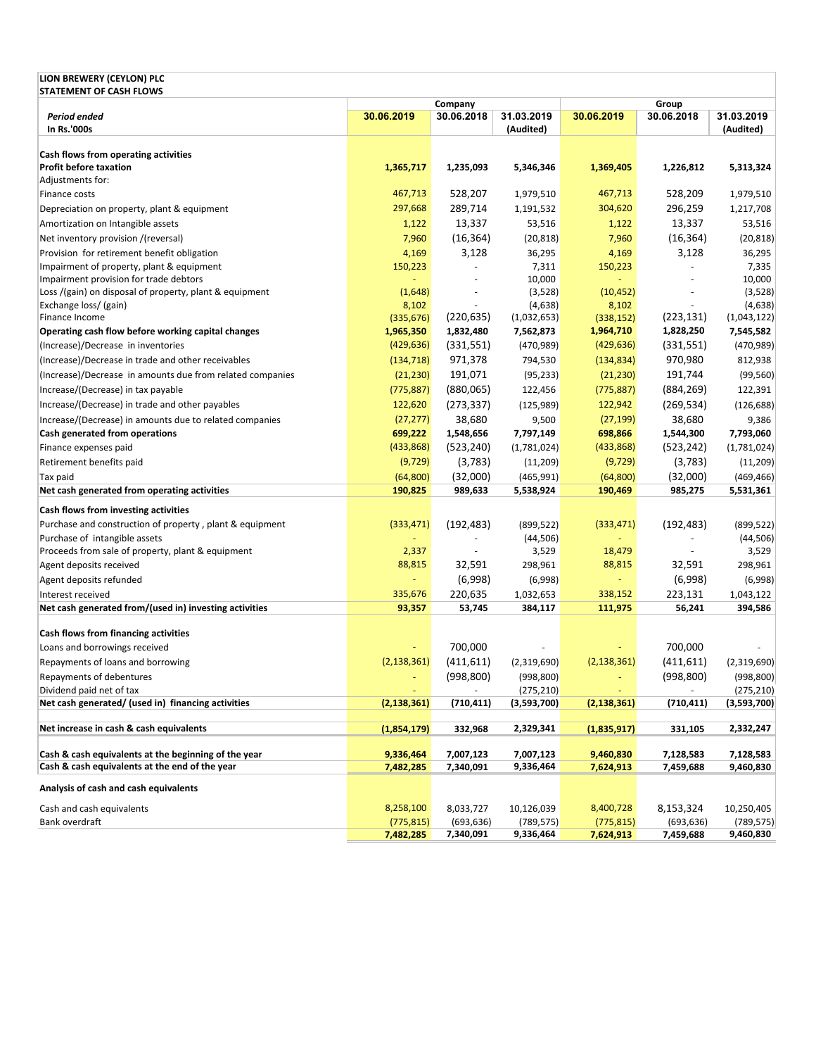**LION BREWERY (CEYLON) PLC**
**STATEMENT OF CASH FLOWS**

| | Company | | | Group | | |
|---|---|---|---|---|---|---|
| ***Period ended*** | **30.06.2019** | **30.06.2018** | **31.03.2019** | **30.06.2019** | **30.06.2018** | **31.03.2019** |
| **In Rs.'000s** | | | **(Audited)** | | | **(Audited)** |
| **Cash flows from operating activities** | | | | | | |
| **Profit before taxation** | **1,365,717** | **1,235,093** | **5,346,346** | **1,369,405** | **1,226,812** | **5,313,324** |
| Adjustments for: | | | | | | |
| Finance costs | 467,713 | 528,207 | 1,979,510 | 467,713 | 528,209 | 1,979,510 |
| Depreciation on property, plant & equipment | 297,668 | 289,714 | 1,191,532 | 304,620 | 296,259 | 1,217,708 |
| Amortization on Intangible assets | 1,122 | 13,337 | 53,516 | 1,122 | 13,337 | 53,516 |
| Net inventory provision /(reversal) | 7,960 | (16,364) | (20,818) | 7,960 | (16,364) | (20,818) |
| Provision for retirement benefit obligation | 4,169 | 3,128 | 36,295 | 4,169 | 3,128 | 36,295 |
| Impairment of property, plant & equipment | 150,223 | - | 7,311 | 150,223 | - | 7,335 |
| Impairment provision for trade debtors | - | - | 10,000 | - | - | 10,000 |
| Loss /(gain) on disposal of property, plant & equipment | (1,648) | - | (3,528) | (10,452) | - | (3,528) |
| Exchange loss/ (gain) | 8,102 | - | (4,638) | 8,102 | - | (4,638) |
| Finance Income | (335,676) | (220,635) | (1,032,653) | (338,152) | (223,131) | (1,043,122) |
| **Operating cash flow before working capital changes** | **1,965,350** | **1,832,480** | **7,562,873** | **1,964,710** | **1,828,250** | **7,545,582** |
| (Increase)/Decrease in inventories | (429,636) | (331,551) | (470,989) | (429,636) | (331,551) | (470,989) |
| (Increase)/Decrease in trade and other receivables | (134,718) | 971,378 | 794,530 | (134,834) | 970,980 | 812,938 |
| (Increase)/Decrease in amounts due from related companies | (21,230) | 191,071 | (95,233) | (21,230) | 191,744 | (99,560) |
| Increase/(Decrease) in tax payable | (775,887) | (880,065) | 122,456 | (775,887) | (884,269) | 122,391 |
| Increase/(Decrease) in trade and other payables | 122,620 | (273,337) | (125,989) | 122,942 | (269,534) | (126,688) |
| Increase/(Decrease) in amounts due to related companies | (27,277) | 38,680 | 9,500 | (27,199) | 38,680 | 9,386 |
| **Cash generated from operations** | **699,222** | **1,548,656** | **7,797,149** | **698,866** | **1,544,300** | **7,793,060** |
| Finance expenses paid | (433,868) | (523,240) | (1,781,024) | (433,868) | (523,242) | (1,781,024) |
| Retirement benefits paid | (9,729) | (3,783) | (11,209) | (9,729) | (3,783) | (11,209) |
| Tax paid | (64,800) | (32,000) | (465,991) | (64,800) | (32,000) | (469,466) |
| **Net cash generated from operating activities** | **190,825** | **989,633** | **5,538,924** | **190,469** | **985,275** | **5,531,361** |
| **Cash flows from investing activities** | | | | | | |
| Purchase and construction of property , plant & equipment | (333,471) | (192,483) | (899,522) | (333,471) | (192,483) | (899,522) |
| Purchase of intangible assets | - | - | (44,506) | - | - | (44,506) |
| Proceeds from sale of property, plant & equipment | 2,337 | - | 3,529 | 18,479 | - | 3,529 |
| Agent deposits received | 88,815 | 32,591 | 298,961 | 88,815 | 32,591 | 298,961 |
| Agent deposits refunded | - | (6,998) | (6,998) | - | (6,998) | (6,998) |
| Interest received | 335,676 | 220,635 | 1,032,653 | 338,152 | 223,131 | 1,043,122 |
| **Net cash generated from/(used in) investing activities** | **93,357** | **53,745** | **384,117** | **111,975** | **56,241** | **394,586** |
| **Cash flows from financing activities** | | | | | | |
| Loans and borrowings received | - | 700,000 | - | - | 700,000 | - |
| Repayments of loans and borrowing | (2,138,361) | (411,611) | (2,319,690) | (2,138,361) | (411,611) | (2,319,690) |
| Repayments of debentures | - | (998,800) | (998,800) | - | (998,800) | (998,800) |
| Dividend paid net of tax | - | - | (275,210) | - | - | (275,210) |
| **Net cash generated/ (used in) financing activities** | **(2,138,361)** | **(710,411)** | **(3,593,700)** | **(2,138,361)** | **(710,411)** | **(3,593,700)** |
| **Net increase in cash & cash equivalents** | **(1,854,179)** | **332,968** | **2,329,341** | **(1,835,917)** | **331,105** | **2,332,247** |
| **Cash & cash equivalents at the beginning of the year** | **9,336,464** | **7,007,123** | **7,007,123** | **9,460,830** | **7,128,583** | **7,128,583** |
| **Cash & cash equivalents at the end of the year** | **7,482,285** | **7,340,091** | **9,336,464** | **7,624,913** | **7,459,688** | **9,460,830** |
| **Analysis of cash and cash equivalents** | | | | | | |
| Cash and cash equivalents | 8,258,100 | 8,033,727 | 10,126,039 | 8,400,728 | 8,153,324 | 10,250,405 |
| Bank overdraft | (775,815) | (693,636) | (789,575) | (775,815) | (693,636) | (789,575) |
| | **7,482,285** | **7,340,091** | **9,336,464** | **7,624,913** | **7,459,688** | **9,460,830** |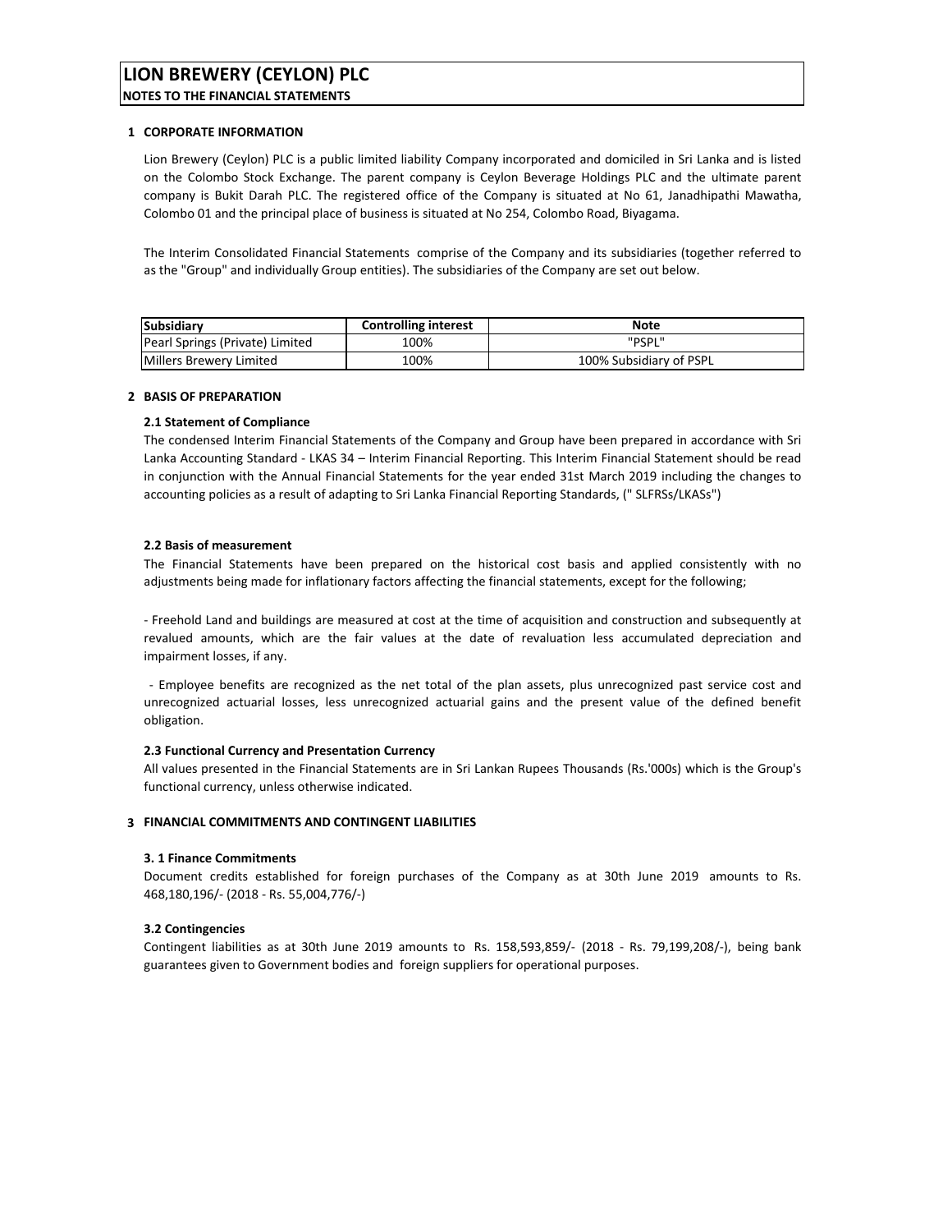# LION BREWERY (CEYLON) PLC

**NOTES TO THE FINANCIAL STATEMENTS**

## 1 CORPORATE INFORMATION

Lion Brewery (Ceylon) PLC is a public limited liability Company incorporated and domiciled in Sri Lanka and is listed on the Colombo Stock Exchange. The parent company is Ceylon Beverage Holdings PLC and the ultimate parent company is Bukit Darah PLC. The registered office of the Company is situated at No 61, Janadhipathi Mawatha, Colombo 01 and the principal place of business is situated at No 254, Colombo Road, Biyagama.

The Interim Consolidated Financial Statements comprise of the Company and its subsidiaries (together referred to as the "Group" and individually Group entities). The subsidiaries of the Company are set out below.

| Subsidiary | Controlling interest | Note |
|---|---|---|
| Pearl Springs (Private) Limited | 100% | "PSPL" |
| Millers Brewery Limited | 100% | 100% Subsidiary of PSPL |

## 2 BASIS OF PREPARATION

### 2.1 Statement of Compliance

The condensed Interim Financial Statements of the Company and Group have been prepared in accordance with Sri Lanka Accounting Standard - LKAS 34 – Interim Financial Reporting. This Interim Financial Statement should be read in conjunction with the Annual Financial Statements for the year ended 31st March 2019 including the changes to accounting policies as a result of adapting to Sri Lanka Financial Reporting Standards, (" SLFRSs/LKASs")

### 2.2 Basis of measurement

The Financial Statements have been prepared on the historical cost basis and applied consistently with no adjustments being made for inflationary factors affecting the financial statements, except for the following;

- Freehold Land and buildings are measured at cost at the time of acquisition and construction and subsequently at revalued amounts, which are the fair values at the date of revaluation less accumulated depreciation and impairment losses, if any.

- Employee benefits are recognized as the net total of the plan assets, plus unrecognized past service cost and unrecognized actuarial losses, less unrecognized actuarial gains and the present value of the defined benefit obligation.

### 2.3 Functional Currency and Presentation Currency

All values presented in the Financial Statements are in Sri Lankan Rupees Thousands (Rs.'000s) which is the Group's functional currency, unless otherwise indicated.

## 3 FINANCIAL COMMITMENTS AND CONTINGENT LIABILITIES

### 3. 1 Finance Commitments

Document credits established for foreign purchases of the Company as at 30th June 2019 amounts to Rs. 468,180,196/- (2018 - Rs. 55,004,776/-)

### 3.2 Contingencies

Contingent liabilities as at 30th June 2019 amounts to Rs. 158,593,859/- (2018 - Rs. 79,199,208/-), being bank guarantees given to Government bodies and foreign suppliers for operational purposes.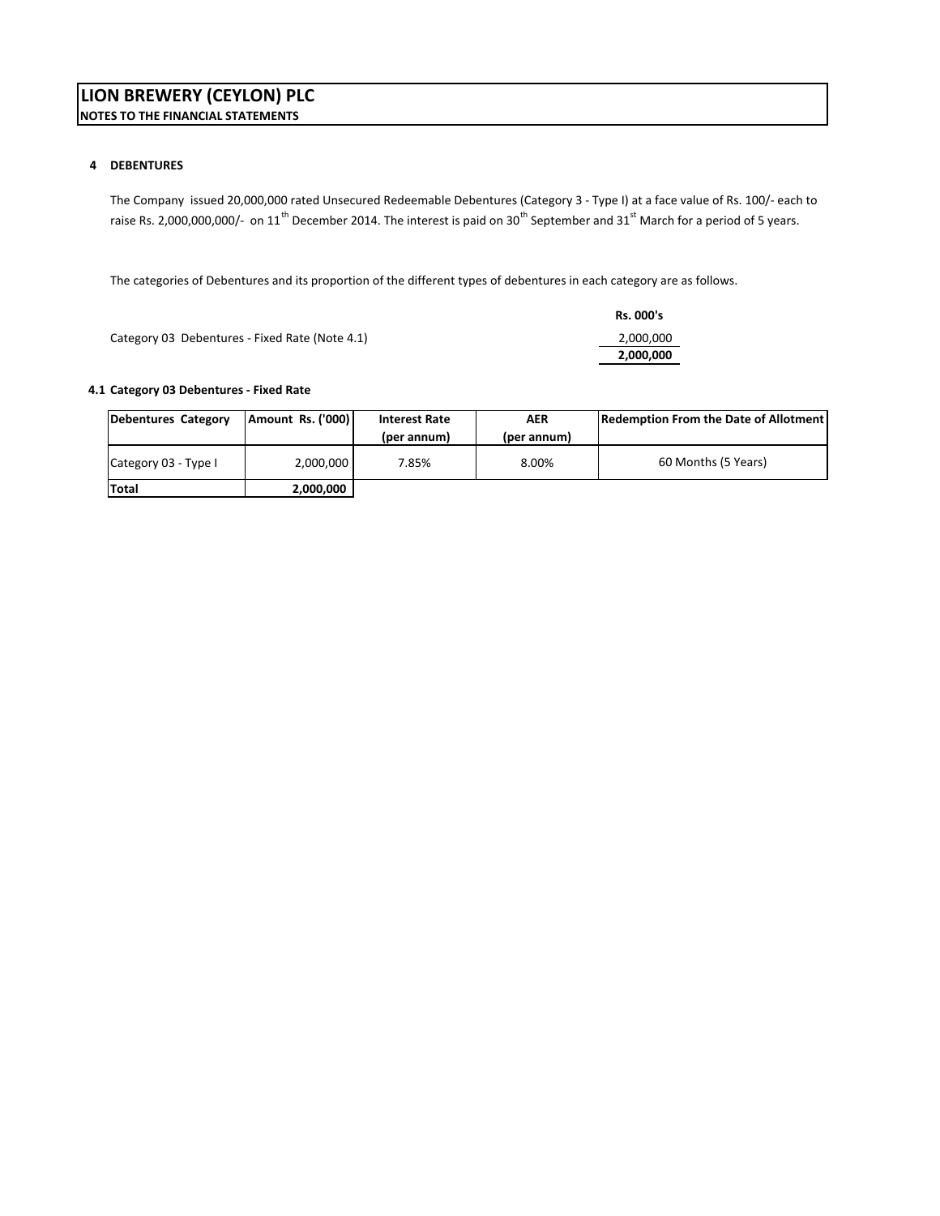# LION BREWERY (CEYLON) PLC

**NOTES TO THE FINANCIAL STATEMENTS**

## 4 DEBENTURES

The Company issued 20,000,000 rated Unsecured Redeemable Debentures (Category 3 - Type I) at a face value of Rs. 100/- each to raise Rs. 2,000,000,000/- on 11th December 2014. The interest is paid on 30th September and 31st March for a period of 5 years.

The categories of Debentures and its proportion of the different types of debentures in each category are as follows.

| | Rs. 000's |
|---|---|
| Category 03 Debentures - Fixed Rate (Note 4.1) | 2,000,000 |
| | **2,000,000** |

### 4.1 Category 03 Debentures - Fixed Rate

| Debentures Category | Amount Rs. ('000) | Interest Rate (per annum) | AER (per annum) | Redemption From the Date of Allotment |
|---|---|---|---|---|
| Category 03 - Type I | 2,000,000 | 7.85% | 8.00% | 60 Months (5 Years) |
| **Total** | **2,000,000** | | | |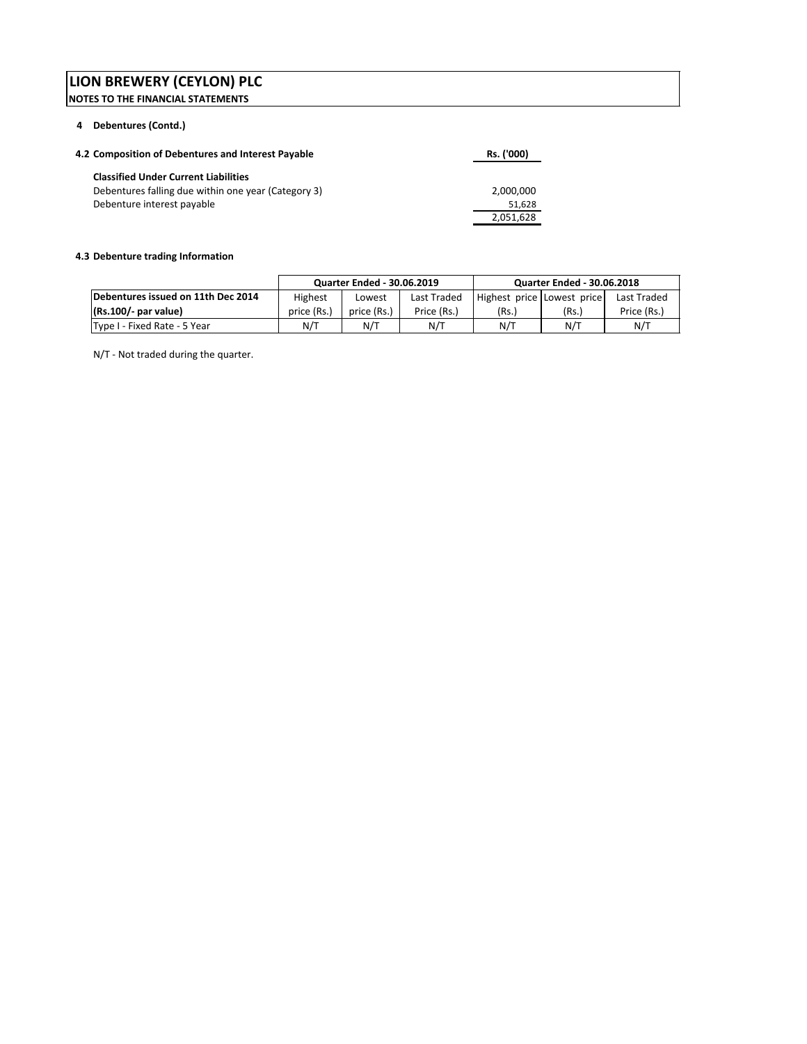# LION BREWERY (CEYLON) PLC

**NOTES TO THE FINANCIAL STATEMENTS**

## 4 Debentures (Contd.)

### 4.2 Composition of Debentures and Interest Payable

| | Rs. ('000) |
|---|---|
| **Classified Under Current Liabilities** | |
| Debentures falling due within one year (Category 3) | 2,000,000 |
| Debenture interest payable | 51,628 |
| | 2,051,628 |

### 4.3 Debenture trading Information

| | Quarter Ended - 30.06.2019 | | | Quarter Ended - 30.06.2018 | | |
|---|---|---|---|---|---|---|
| **Debentures issued on 11th Dec 2014 (Rs.100/- par value)** | Highest price (Rs.) | Lowest price (Rs.) | Last Traded Price (Rs.) | Highest price (Rs.) | Lowest price (Rs.) | Last Traded Price (Rs.) |
| Type I - Fixed Rate - 5 Year | N/T | N/T | N/T | N/T | N/T | N/T |

N/T - Not traded during the quarter.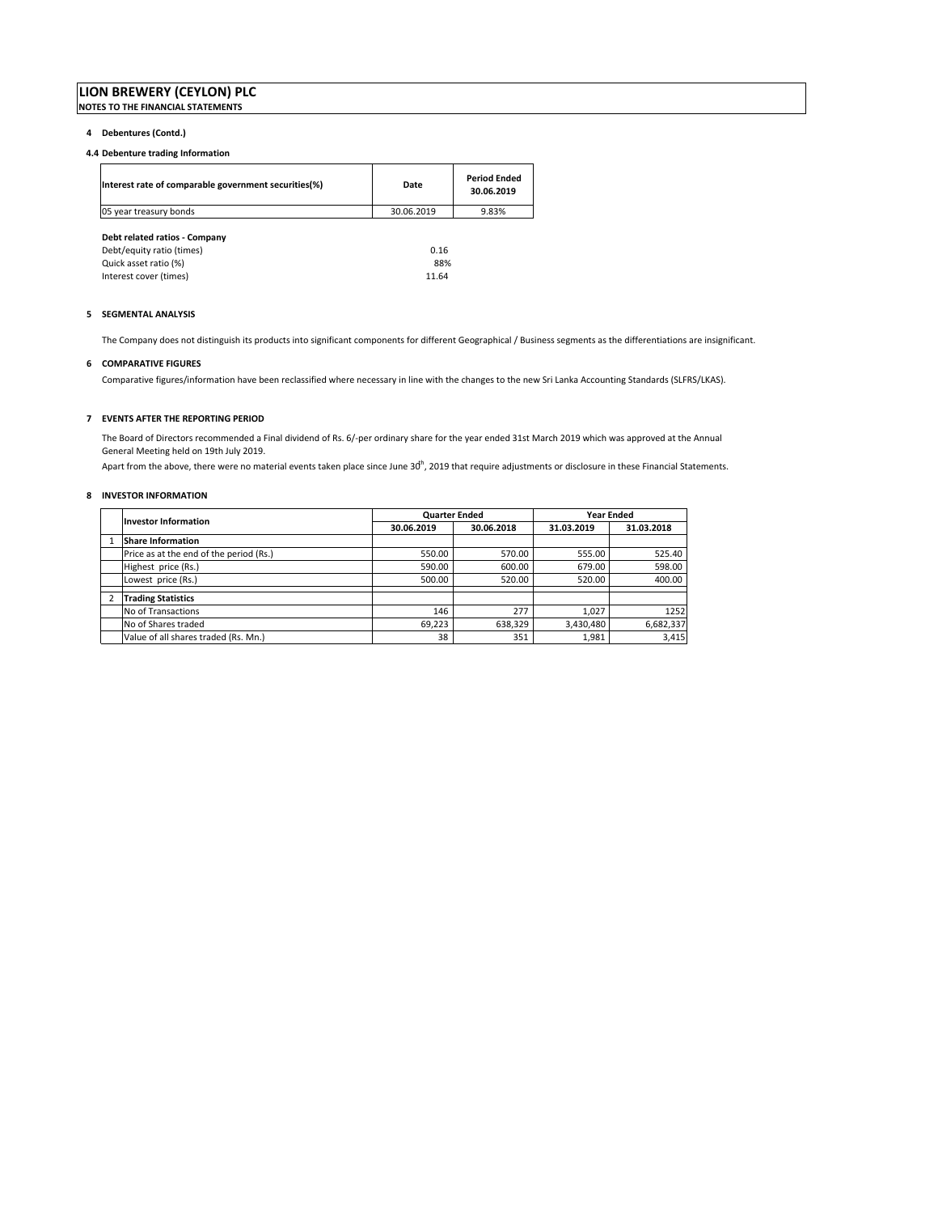# LION BREWERY (CEYLON) PLC

**NOTES TO THE FINANCIAL STATEMENTS**

## 4 Debentures (Contd.)

### 4.4 Debenture trading Information

| Interest rate of comparable government securities(%) | Date | Period Ended 30.06.2019 |
|---|---|---|
| 05 year treasury bonds | 30.06.2019 | 9.83% |

**Debt related ratios - Company**

| | |
|---|---|
| Debt/equity ratio (times) | 0.16 |
| Quick asset ratio (%) | 88% |
| Interest cover (times) | 11.64 |

## 5 SEGMENTAL ANALYSIS

The Company does not distinguish its products into significant components for different Geographical / Business segments as the differentiations are insignificant.

## 6 COMPARATIVE FIGURES

Comparative figures/information have been reclassified where necessary in line with the changes to the new Sri Lanka Accounting Standards (SLFRS/LKAS).

## 7 EVENTS AFTER THE REPORTING PERIOD

The Board of Directors recommended a Final dividend of Rs. 6/-per ordinary share for the year ended 31st March 2019 which was approved at the Annual General Meeting held on 19th July 2019.

Apart from the above, there were no material events taken place since June 30th, 2019 that require adjustments or disclosure in these Financial Statements.

## 8 INVESTOR INFORMATION

| | Investor Information | Quarter Ended | | Year Ended | |
|---|---|---|---|---|---|
| | | 30.06.2019 | 30.06.2018 | 31.03.2019 | 31.03.2018 |
| 1 | **Share Information** | | | | |
| | Price as at the end of the period (Rs.) | 550.00 | 570.00 | 555.00 | 525.40 |
| | Highest price (Rs.) | 590.00 | 600.00 | 679.00 | 598.00 |
| | Lowest price (Rs.) | 500.00 | 520.00 | 520.00 | 400.00 |
| 2 | **Trading Statistics** | | | | |
| | No of Transactions | 146 | 277 | 1,027 | 1252 |
| | No of Shares traded | 69,223 | 638,329 | 3,430,480 | 6,682,337 |
| | Value of all shares traded (Rs. Mn.) | 38 | 351 | 1,981 | 3,415 |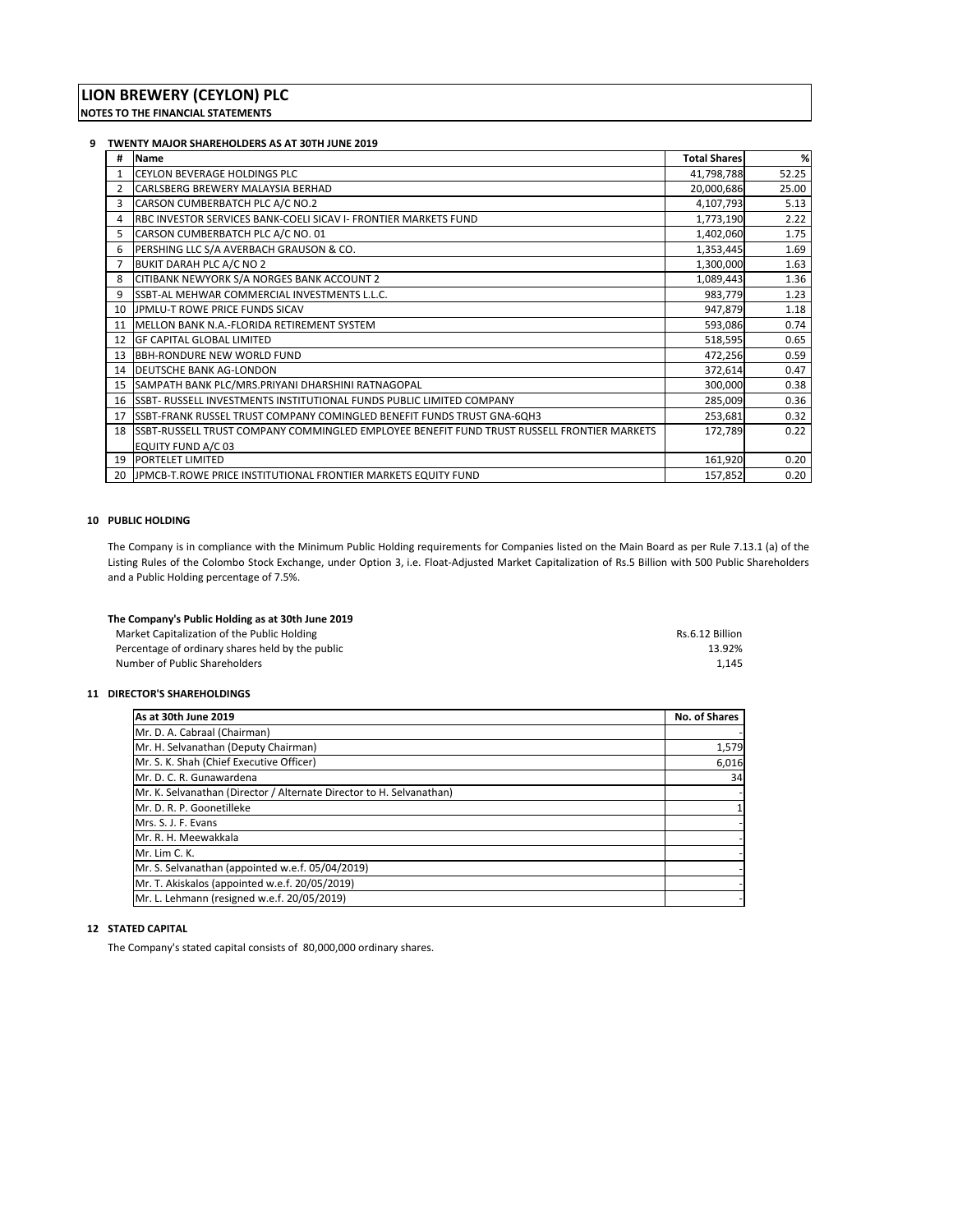# LION BREWERY (CEYLON) PLC

**NOTES TO THE FINANCIAL STATEMENTS**

## 9 TWENTY MAJOR SHAREHOLDERS AS AT 30TH JUNE 2019

| # | Name | Total Shares | % |
|---|---|---|---|
| 1 | CEYLON BEVERAGE HOLDINGS PLC | 41,798,788 | 52.25 |
| 2 | CARLSBERG BREWERY MALAYSIA BERHAD | 20,000,686 | 25.00 |
| 3 | CARSON CUMBERBATCH PLC A/C NO.2 | 4,107,793 | 5.13 |
| 4 | RBC INVESTOR SERVICES BANK-COELI SICAV I- FRONTIER MARKETS FUND | 1,773,190 | 2.22 |
| 5 | CARSON CUMBERBATCH PLC A/C NO. 01 | 1,402,060 | 1.75 |
| 6 | PERSHING LLC S/A AVERBACH GRAUSON & CO. | 1,353,445 | 1.69 |
| 7 | BUKIT DARAH PLC A/C NO 2 | 1,300,000 | 1.63 |
| 8 | CITIBANK NEWYORK S/A NORGES BANK ACCOUNT 2 | 1,089,443 | 1.36 |
| 9 | SSBT-AL MEHWAR COMMERCIAL INVESTMENTS L.L.C. | 983,779 | 1.23 |
| 10 | JPMLU-T ROWE PRICE FUNDS SICAV | 947,879 | 1.18 |
| 11 | MELLON BANK N.A.-FLORIDA RETIREMENT SYSTEM | 593,086 | 0.74 |
| 12 | GF CAPITAL GLOBAL LIMITED | 518,595 | 0.65 |
| 13 | BBH-RONDURE NEW WORLD FUND | 472,256 | 0.59 |
| 14 | DEUTSCHE BANK AG-LONDON | 372,614 | 0.47 |
| 15 | SAMPATH BANK PLC/MRS.PRIYANI DHARSHINI RATNAGOPAL | 300,000 | 0.38 |
| 16 | SSBT- RUSSELL INVESTMENTS INSTITUTIONAL FUNDS PUBLIC LIMITED COMPANY | 285,009 | 0.36 |
| 17 | SSBT-FRANK RUSSEL TRUST COMPANY COMINGLED BENEFIT FUNDS TRUST GNA-6QH3 | 253,681 | 0.32 |
| 18 | SSBT-RUSSELL TRUST COMPANY COMMINGLED EMPLOYEE BENEFIT FUND TRUST RUSSELL FRONTIER MARKETS EQUITY FUND A/C 03 | 172,789 | 0.22 |
| 19 | PORTELET LIMITED | 161,920 | 0.20 |
| 20 | JPMCB-T.ROWE PRICE INSTITUTIONAL FRONTIER MARKETS EQUITY FUND | 157,852 | 0.20 |

## 10 PUBLIC HOLDING

The Company is in compliance with the Minimum Public Holding requirements for Companies listed on the Main Board as per Rule 7.13.1 (a) of the Listing Rules of the Colombo Stock Exchange, under Option 3, i.e. Float-Adjusted Market Capitalization of Rs.5 Billion with 500 Public Shareholders and a Public Holding percentage of 7.5%.

**The Company's Public Holding as at 30th June 2019**

| | |
|---|---|
| Market Capitalization of the Public Holding | Rs.6.12 Billion |
| Percentage of ordinary shares held by the public | 13.92% |
| Number of Public Shareholders | 1,145 |

## 11 DIRECTOR'S SHAREHOLDINGS

| As at 30th June 2019 | No. of Shares |
|---|---|
| Mr. D. A. Cabraal (Chairman) | - |
| Mr. H. Selvanathan (Deputy Chairman) | 1,579 |
| Mr. S. K. Shah (Chief Executive Officer) | 6,016 |
| Mr. D. C. R. Gunawardena | 34 |
| Mr. K. Selvanathan (Director / Alternate Director to H. Selvanathan) | - |
| Mr. D. R. P. Goonetilleke | 1 |
| Mrs. S. J. F. Evans | - |
| Mr. R. H. Meewakkala | - |
| Mr. Lim C. K. | - |
| Mr. S. Selvanathan (appointed w.e.f. 05/04/2019) | - |
| Mr. T. Akiskalos (appointed w.e.f. 20/05/2019) | - |
| Mr. L. Lehmann (resigned w.e.f. 20/05/2019) | - |

## 12 STATED CAPITAL

The Company's stated capital consists of 80,000,000 ordinary shares.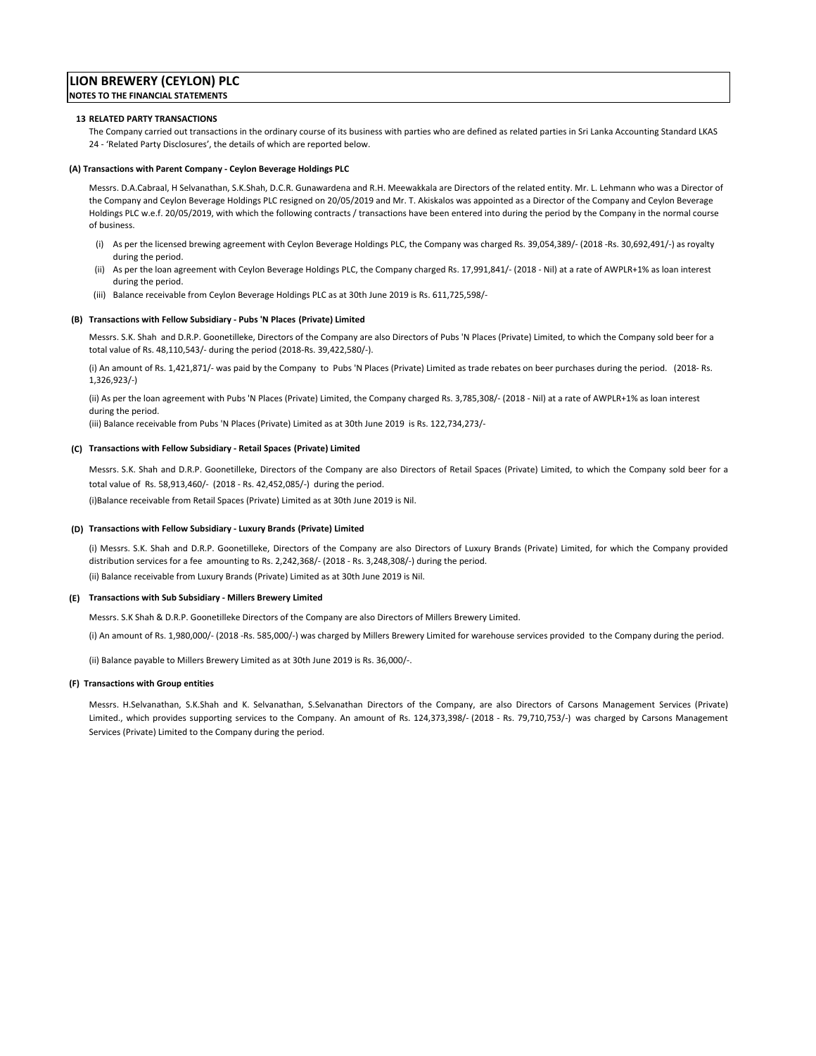# LION BREWERY (CEYLON) PLC

**NOTES TO THE FINANCIAL STATEMENTS**

## 13 RELATED PARTY TRANSACTIONS

The Company carried out transactions in the ordinary course of its business with parties who are defined as related parties in Sri Lanka Accounting Standard LKAS 24 - 'Related Party Disclosures', the details of which are reported below.

### (A) Transactions with Parent Company - Ceylon Beverage Holdings PLC

Messrs. D.A.Cabraal, H Selvanathan, S.K.Shah, D.C.R. Gunawardena and R.H. Meewakkala are Directors of the related entity. Mr. L. Lehmann who was a Director of the Company and Ceylon Beverage Holdings PLC resigned on 20/05/2019 and Mr. T. Akiskalos was appointed as a Director of the Company and Ceylon Beverage Holdings PLC w.e.f. 20/05/2019, with which the following contracts / transactions have been entered into during the period by the Company in the normal course of business.

(i) As per the licensed brewing agreement with Ceylon Beverage Holdings PLC, the Company was charged Rs. 39,054,389/- (2018 -Rs. 30,692,491/-) as royalty during the period.

(ii) As per the loan agreement with Ceylon Beverage Holdings PLC, the Company charged Rs. 17,991,841/- (2018 - Nil) at a rate of AWPLR+1% as loan interest during the period.

(iii) Balance receivable from Ceylon Beverage Holdings PLC as at 30th June 2019 is Rs. 611,725,598/-

### (B) Transactions with Fellow Subsidiary - Pubs 'N Places (Private) Limited

Messrs. S.K. Shah and D.R.P. Goonetilleke, Directors of the Company are also Directors of Pubs 'N Places (Private) Limited, to which the Company sold beer for a total value of Rs. 48,110,543/- during the period (2018-Rs. 39,422,580/-).

(i) An amount of Rs. 1,421,871/- was paid by the Company to Pubs 'N Places (Private) Limited as trade rebates on beer purchases during the period. (2018- Rs. 1,326,923/-)

(ii) As per the loan agreement with Pubs 'N Places (Private) Limited, the Company charged Rs. 3,785,308/- (2018 - Nil) at a rate of AWPLR+1% as loan interest during the period.

(iii) Balance receivable from Pubs 'N Places (Private) Limited as at 30th June 2019 is Rs. 122,734,273/-

### (C) Transactions with Fellow Subsidiary - Retail Spaces (Private) Limited

Messrs. S.K. Shah and D.R.P. Goonetilleke, Directors of the Company are also Directors of Retail Spaces (Private) Limited, to which the Company sold beer for a total value of Rs. 58,913,460/- (2018 - Rs. 42,452,085/-) during the period.

(i)Balance receivable from Retail Spaces (Private) Limited as at 30th June 2019 is Nil.

### (D) Transactions with Fellow Subsidiary - Luxury Brands (Private) Limited

(i) Messrs. S.K. Shah and D.R.P. Goonetilleke, Directors of the Company are also Directors of Luxury Brands (Private) Limited, for which the Company provided distribution services for a fee amounting to Rs. 2,242,368/- (2018 - Rs. 3,248,308/-) during the period.

(ii) Balance receivable from Luxury Brands (Private) Limited as at 30th June 2019 is Nil.

### (E) Transactions with Sub Subsidiary - Millers Brewery Limited

Messrs. S.K Shah & D.R.P. Goonetilleke Directors of the Company are also Directors of Millers Brewery Limited.

(i) An amount of Rs. 1,980,000/- (2018 -Rs. 585,000/-) was charged by Millers Brewery Limited for warehouse services provided to the Company during the period.

(ii) Balance payable to Millers Brewery Limited as at 30th June 2019 is Rs. 36,000/-.

### (F) Transactions with Group entities

Messrs. H.Selvanathan, S.K.Shah and K. Selvanathan, S.Selvanathan Directors of the Company, are also Directors of Carsons Management Services (Private) Limited., which provides supporting services to the Company. An amount of Rs. 124,373,398/- (2018 - Rs. 79,710,753/-) was charged by Carsons Management Services (Private) Limited to the Company during the period.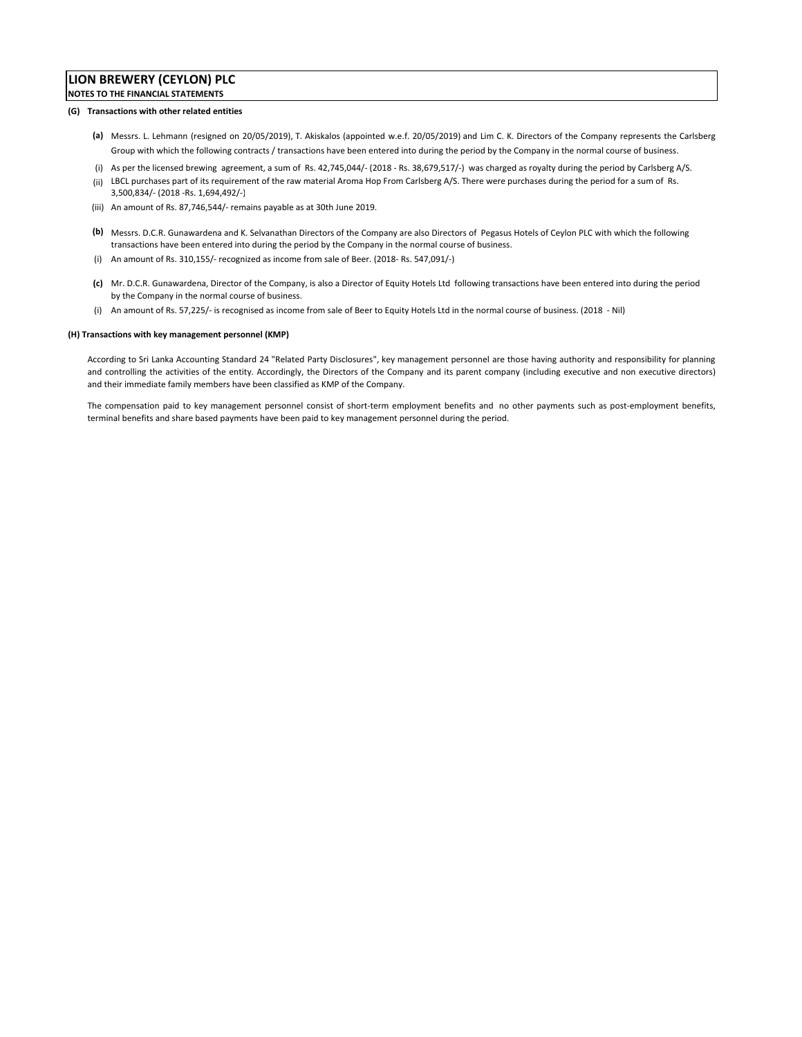# LION BREWERY (CEYLON) PLC

**NOTES TO THE FINANCIAL STATEMENTS**

**(G) Transactions with other related entities**

**(a)** Messrs. L. Lehmann (resigned on 20/05/2019), T. Akiskalos (appointed w.e.f. 20/05/2019) and Lim C. K. Directors of the Company represents the Carlsberg Group with which the following contracts / transactions have been entered into during the period by the Company in the normal course of business.

(i) As per the licensed brewing agreement, a sum of Rs. 42,745,044/- (2018 - Rs. 38,679,517/-) was charged as royalty during the period by Carlsberg A/S.

(ii) LBCL purchases part of its requirement of the raw material Aroma Hop From Carlsberg A/S. There were purchases during the period for a sum of Rs. 3,500,834/- (2018 -Rs. 1,694,492/-)

(iii) An amount of Rs. 87,746,544/- remains payable as at 30th June 2019.

**(b)** Messrs. D.C.R. Gunawardena and K. Selvanathan Directors of the Company are also Directors of Pegasus Hotels of Ceylon PLC with which the following transactions have been entered into during the period by the Company in the normal course of business.

(i) An amount of Rs. 310,155/- recognized as income from sale of Beer. (2018- Rs. 547,091/-)

**(c)** Mr. D.C.R. Gunawardena, Director of the Company, is also a Director of Equity Hotels Ltd following transactions have been entered into during the period by the Company in the normal course of business.

(i) An amount of Rs. 57,225/- is recognised as income from sale of Beer to Equity Hotels Ltd in the normal course of business. (2018 - Nil)

**(H) Transactions with key management personnel (KMP)**

According to Sri Lanka Accounting Standard 24 "Related Party Disclosures", key management personnel are those having authority and responsibility for planning and controlling the activities of the entity. Accordingly, the Directors of the Company and its parent company (including executive and non executive directors) and their immediate family members have been classified as KMP of the Company.

The compensation paid to key management personnel consist of short-term employment benefits and no other payments such as post-employment benefits, terminal benefits and share based payments have been paid to key management personnel during the period.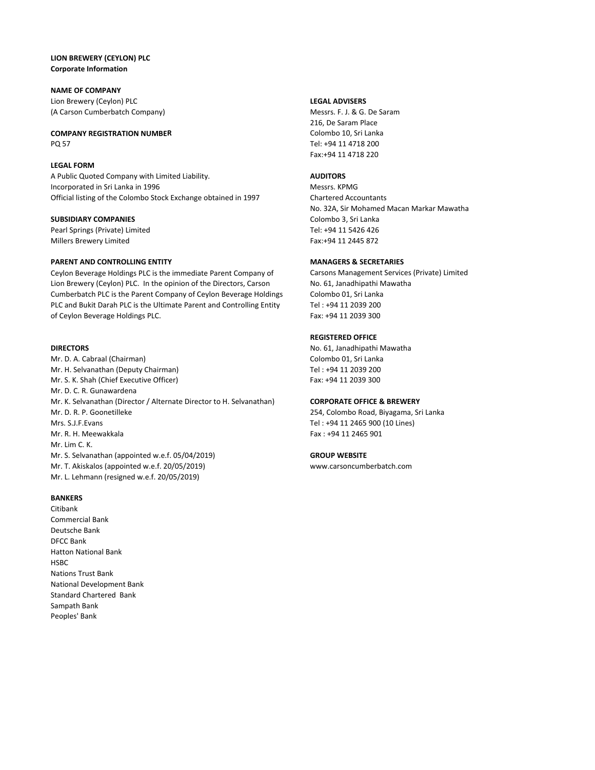**LION BREWERY (CEYLON) PLC**
**Corporate Information**

**NAME OF COMPANY**
Lion Brewery (Ceylon) PLC
(A Carson Cumberbatch Company)

**COMPANY REGISTRATION NUMBER**
PQ 57

**LEGAL FORM**
A Public Quoted Company with Limited Liability.
Incorporated in Sri Lanka in 1996
Official listing of the Colombo Stock Exchange obtained in 1997

**SUBSIDIARY COMPANIES**
Pearl Springs (Private) Limited
Millers Brewery Limited

**PARENT AND CONTROLLING ENTITY**
Ceylon Beverage Holdings PLC is the immediate Parent Company of Lion Brewery (Ceylon) PLC. In the opinion of the Directors, Carson Cumberbatch PLC is the Parent Company of Ceylon Beverage Holdings PLC and Bukit Darah PLC is the Ultimate Parent and Controlling Entity of Ceylon Beverage Holdings PLC.

**DIRECTORS**
Mr. D. A. Cabraal (Chairman)
Mr. H. Selvanathan (Deputy Chairman)
Mr. S. K. Shah (Chief Executive Officer)
Mr. D. C. R. Gunawardena
Mr. K. Selvanathan (Director / Alternate Director to H. Selvanathan)
Mr. D. R. P. Goonetilleke
Mrs. S.J.F.Evans
Mr. R. H. Meewakkala
Mr. Lim C. K.
Mr. S. Selvanathan (appointed w.e.f. 05/04/2019)
Mr. T. Akiskalos (appointed w.e.f. 20/05/2019)
Mr. L. Lehmann (resigned w.e.f. 20/05/2019)

**BANKERS**
Citibank
Commercial Bank
Deutsche Bank
DFCC Bank
Hatton National Bank
HSBC
Nations Trust Bank
National Development Bank
Standard Chartered Bank
Sampath Bank
Peoples' Bank

**LEGAL ADVISERS**
Messrs. F. J. & G. De Saram
216, De Saram Place
Colombo 10, Sri Lanka
Tel: +94 11 4718 200
Fax:+94 11 4718 220

**AUDITORS**
Messrs. KPMG
Chartered Accountants
No. 32A, Sir Mohamed Macan Markar Mawatha
Colombo 3, Sri Lanka
Tel: +94 11 5426 426
Fax:+94 11 2445 872

**MANAGERS & SECRETARIES**
Carsons Management Services (Private) Limited
No. 61, Janadhipathi Mawatha
Colombo 01, Sri Lanka
Tel : +94 11 2039 200
Fax: +94 11 2039 300

**REGISTERED OFFICE**
No. 61, Janadhipathi Mawatha
Colombo 01, Sri Lanka
Tel : +94 11 2039 200
Fax: +94 11 2039 300

**CORPORATE OFFICE & BREWERY**
254, Colombo Road, Biyagama, Sri Lanka
Tel : +94 11 2465 900 (10 Lines)
Fax : +94 11 2465 901

**GROUP WEBSITE**
www.carsoncumberbatch.com